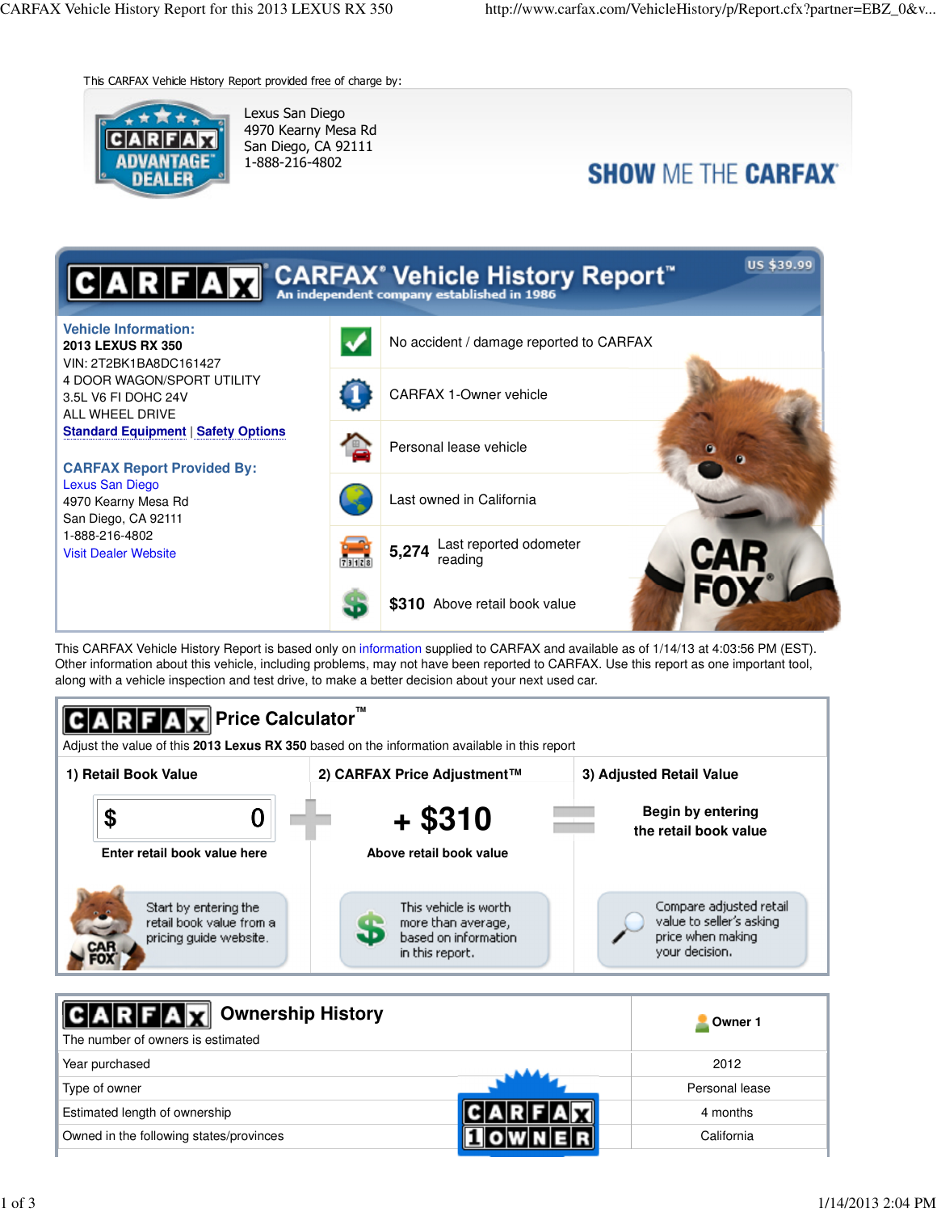This CARFAX Vehicle History Report provided free of charge by:

Lexus San Diego
4970 Kearny Mesa Rd
San Diego, CA 92111
1-888-216-4802

**SHOW ME THE CARFAX**

# CARFAX Vehicle History Report™

An independent company established in 1986

US $39.99

**Vehicle Information:**
**2013 LEXUS RX 350**
VIN: 2T2BK1BA8DC161427
4 DOOR WAGON/SPORT UTILITY
3.5L V6 FI DOHC 24V
ALL WHEEL DRIVE
Standard Equipment | Safety Options

**CARFAX Report Provided By:**
Lexus San Diego
4970 Kearny Mesa Rd
San Diego, CA 92111
1-888-216-4802
Visit Dealer Website

- No accident / damage reported to CARFAX
- CARFAX 1-Owner vehicle
- Personal lease vehicle
- Last owned in California
- **5,274** Last reported odometer reading
- **$310** Above retail book value

This CARFAX Vehicle History Report is based only on information supplied to CARFAX and available as of 1/14/13 at 4:03:56 PM (EST). Other information about this vehicle, including problems, may not have been reported to CARFAX. Use this report as one important tool, along with a vehicle inspection and test drive, to make a better decision about your next used car.

## CARFAX Price Calculator™

Adjust the value of this **2013 Lexus RX 350** based on the information available in this report

| 1) Retail Book Value | 2) CARFAX Price Adjustment™ | 3) Adjusted Retail Value |
|---|---|---|
| $ 0 | + $310 | Begin by entering the retail book value |
| Enter retail book value here | Above retail book value | |
| Start by entering the retail book value from a pricing guide website. | This vehicle is worth more than average, based on information in this report. | Compare adjusted retail value to seller's asking price when making your decision. |

## CARFAX Ownership History

The number of owners is estimated

| | Owner 1 |
|---|---|
| Year purchased | 2012 |
| Type of owner | Personal lease |
| Estimated length of ownership | 4 months |
| Owned in the following states/provinces | California |

CARFAX 1 OWNER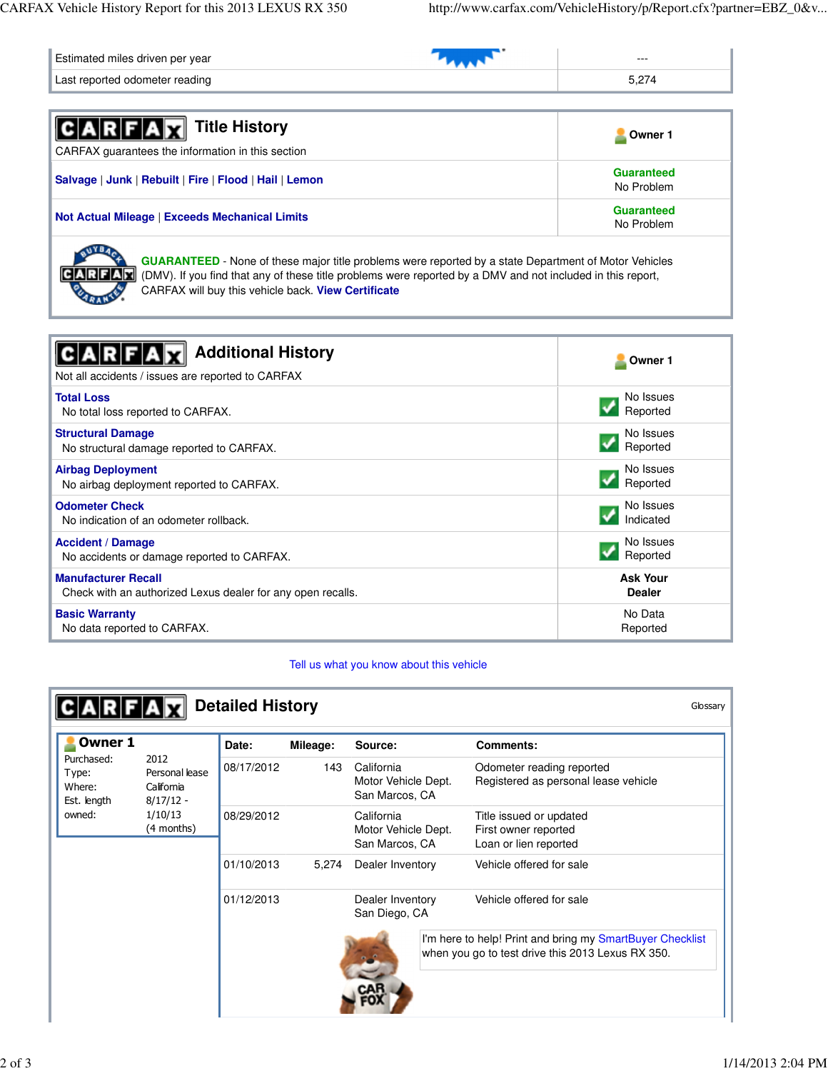| | |
|---|---|
| Estimated miles driven per year | --- |
| Last reported odometer reading | 5,274 |

## Title History

CARFAX guarantees the information in this section

| | Owner 1 |
|---|---|
| Salvage \| Junk \| Rebuilt \| Fire \| Flood \| Hail \| Lemon | Guaranteed No Problem |
| Not Actual Mileage \| Exceeds Mechanical Limits | Guaranteed No Problem |

**GUARANTEED** - None of these major title problems were reported by a state Department of Motor Vehicles (DMV). If you find that any of these title problems were reported by a DMV and not included in this report, CARFAX will buy this vehicle back. View Certificate

## Additional History

Not all accidents / issues are reported to CARFAX

| | Owner 1 |
|---|---|
| **Total Loss** No total loss reported to CARFAX. | No Issues Reported |
| **Structural Damage** No structural damage reported to CARFAX. | No Issues Reported |
| **Airbag Deployment** No airbag deployment reported to CARFAX. | No Issues Reported |
| **Odometer Check** No indication of an odometer rollback. | No Issues Indicated |
| **Accident / Damage** No accidents or damage reported to CARFAX. | No Issues Reported |
| **Manufacturer Recall** Check with an authorized Lexus dealer for any open recalls. | **Ask Your Dealer** |
| **Basic Warranty** No data reported to CARFAX. | No Data Reported |

Tell us what you know about this vehicle

## Detailed History

Glossary

**Owner 1**

| | |
|---|---|
| Purchased: | 2012 |
| Type: | Personal lease |
| Where: | California |
| Est. length owned: | 8/17/12 - 1/10/13 (4 months) |

| Date: | Mileage: | Source: | Comments: |
|---|---|---|---|
| 08/17/2012 | 143 | California Motor Vehicle Dept. San Marcos, CA | Odometer reading reported Registered as personal lease vehicle |
| 08/29/2012 | | California Motor Vehicle Dept. San Marcos, CA | Title issued or updated First owner reported Loan or lien reported |
| 01/10/2013 | 5,274 | Dealer Inventory | Vehicle offered for sale |
| 01/12/2013 | | Dealer Inventory San Diego, CA | Vehicle offered for sale |

I'm here to help! Print and bring my SmartBuyer Checklist when you go to test drive this 2013 Lexus RX 350.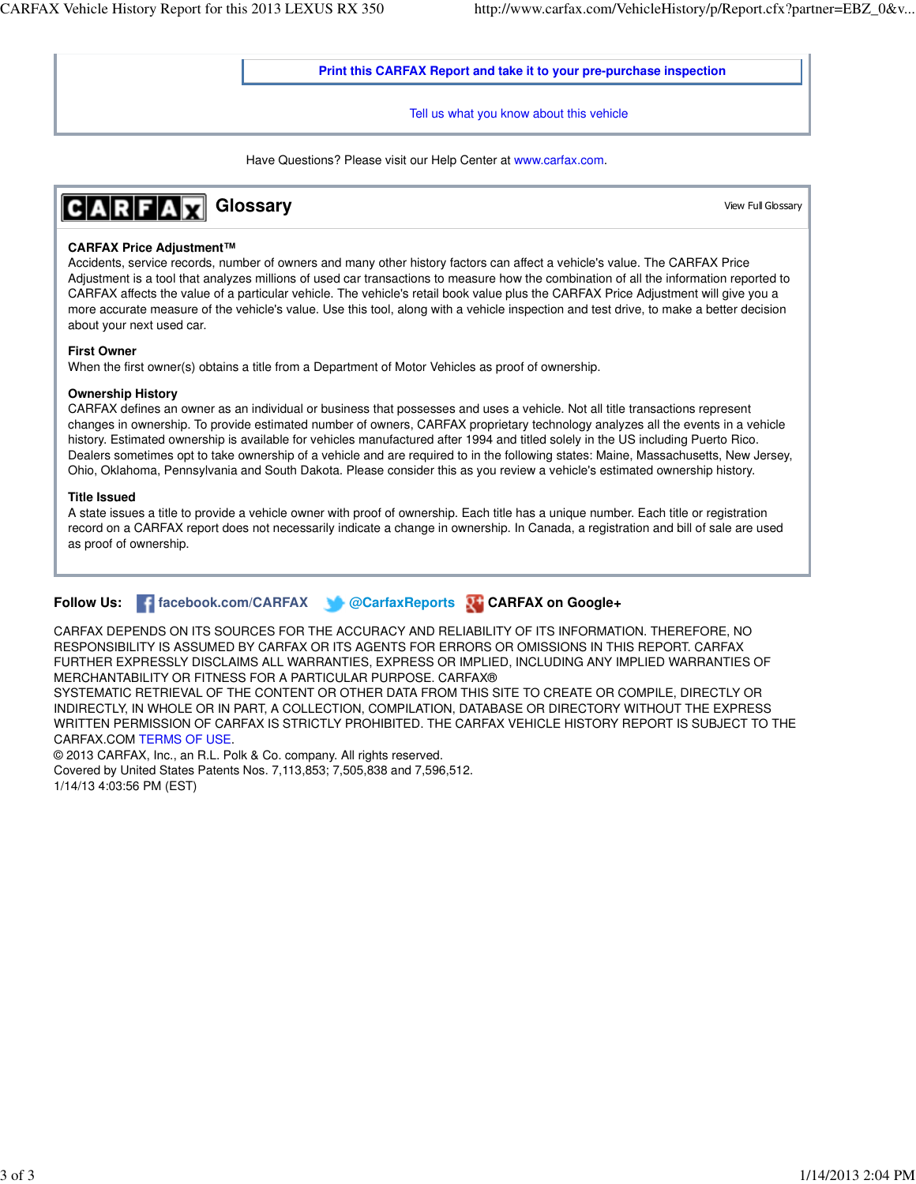**Print this CARFAX Report and take it to your pre-purchase inspection**

Tell us what you know about this vehicle

Have Questions? Please visit our Help Center at www.carfax.com.

## CARFAX Glossary

View Full Glossary

**CARFAX Price Adjustment™**
Accidents, service records, number of owners and many other history factors can affect a vehicle's value. The CARFAX Price Adjustment is a tool that analyzes millions of used car transactions to measure how the combination of all the information reported to CARFAX affects the value of a particular vehicle. The vehicle's retail book value plus the CARFAX Price Adjustment will give you a more accurate measure of the vehicle's value. Use this tool, along with a vehicle inspection and test drive, to make a better decision about your next used car.

**First Owner**
When the first owner(s) obtains a title from a Department of Motor Vehicles as proof of ownership.

**Ownership History**
CARFAX defines an owner as an individual or business that possesses and uses a vehicle. Not all title transactions represent changes in ownership. To provide estimated number of owners, CARFAX proprietary technology analyzes all the events in a vehicle history. Estimated ownership is available for vehicles manufactured after 1994 and titled solely in the US including Puerto Rico. Dealers sometimes opt to take ownership of a vehicle and are required to in the following states: Maine, Massachusetts, New Jersey, Ohio, Oklahoma, Pennsylvania and South Dakota. Please consider this as you review a vehicle's estimated ownership history.

**Title Issued**
A state issues a title to provide a vehicle owner with proof of ownership. Each title has a unique number. Each title or registration record on a CARFAX report does not necessarily indicate a change in ownership. In Canada, a registration and bill of sale are used as proof of ownership.

**Follow Us:** facebook.com/CARFAX @CarfaxReports CARFAX on Google+

CARFAX DEPENDS ON ITS SOURCES FOR THE ACCURACY AND RELIABILITY OF ITS INFORMATION. THEREFORE, NO RESPONSIBILITY IS ASSUMED BY CARFAX OR ITS AGENTS FOR ERRORS OR OMISSIONS IN THIS REPORT. CARFAX FURTHER EXPRESSLY DISCLAIMS ALL WARRANTIES, EXPRESS OR IMPLIED, INCLUDING ANY IMPLIED WARRANTIES OF MERCHANTABILITY OR FITNESS FOR A PARTICULAR PURPOSE. CARFAX®
SYSTEMATIC RETRIEVAL OF THE CONTENT OR OTHER DATA FROM THIS SITE TO CREATE OR COMPILE, DIRECTLY OR INDIRECTLY, IN WHOLE OR IN PART, A COLLECTION, COMPILATION, DATABASE OR DIRECTORY WITHOUT THE EXPRESS WRITTEN PERMISSION OF CARFAX IS STRICTLY PROHIBITED. THE CARFAX VEHICLE HISTORY REPORT IS SUBJECT TO THE CARFAX.COM TERMS OF USE.
© 2013 CARFAX, Inc., an R.L. Polk & Co. company. All rights reserved.
Covered by United States Patents Nos. 7,113,853; 7,505,838 and 7,596,512.
1/14/13 4:03:56 PM (EST)